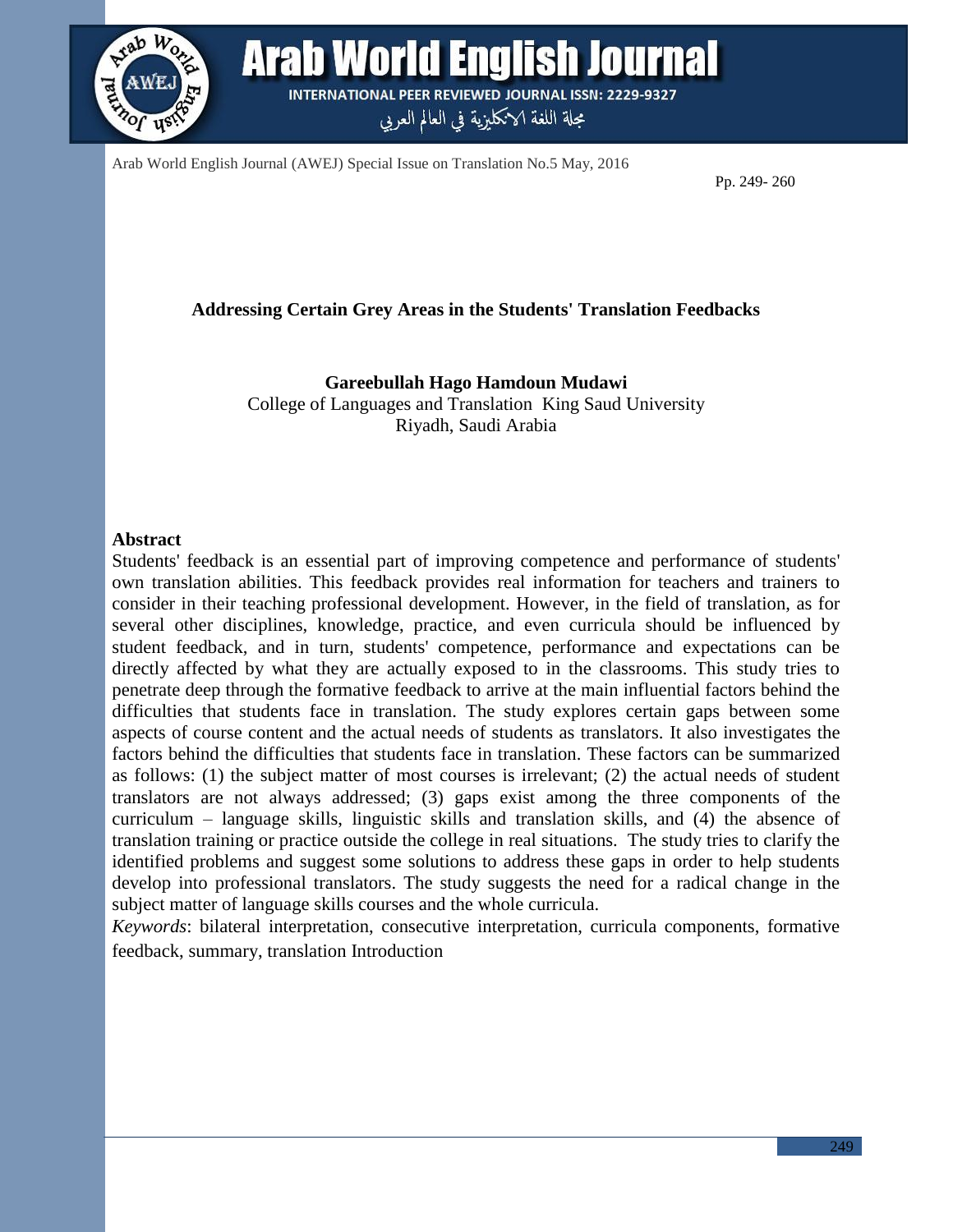# Addressing Certain Grey Areas in the Students' Translation Feedbacks

**Gareebullah Hago Hamdoun Mudawi**
College of Languages and Translation King Saud University
Riyadh, Saudi Arabia

## Abstract

Students' feedback is an essential part of improving competence and performance of students' own translation abilities. This feedback provides real information for teachers and trainers to consider in their teaching professional development. However, in the field of translation, as for several other disciplines, knowledge, practice, and even curricula should be influenced by student feedback, and in turn, students' competence, performance and expectations can be directly affected by what they are actually exposed to in the classrooms. This study tries to penetrate deep through the formative feedback to arrive at the main influential factors behind the difficulties that students face in translation. The study explores certain gaps between some aspects of course content and the actual needs of students as translators. It also investigates the factors behind the difficulties that students face in translation. These factors can be summarized as follows: (1) the subject matter of most courses is irrelevant; (2) the actual needs of student translators are not always addressed; (3) gaps exist among the three components of the curriculum – language skills, linguistic skills and translation skills, and (4) the absence of translation training or practice outside the college in real situations. The study tries to clarify the identified problems and suggest some solutions to address these gaps in order to help students develop into professional translators. The study suggests the need for a radical change in the subject matter of language skills courses and the whole curricula.

*Keywords*: bilateral interpretation, consecutive interpretation, curricula components, formative feedback, summary, translation Introduction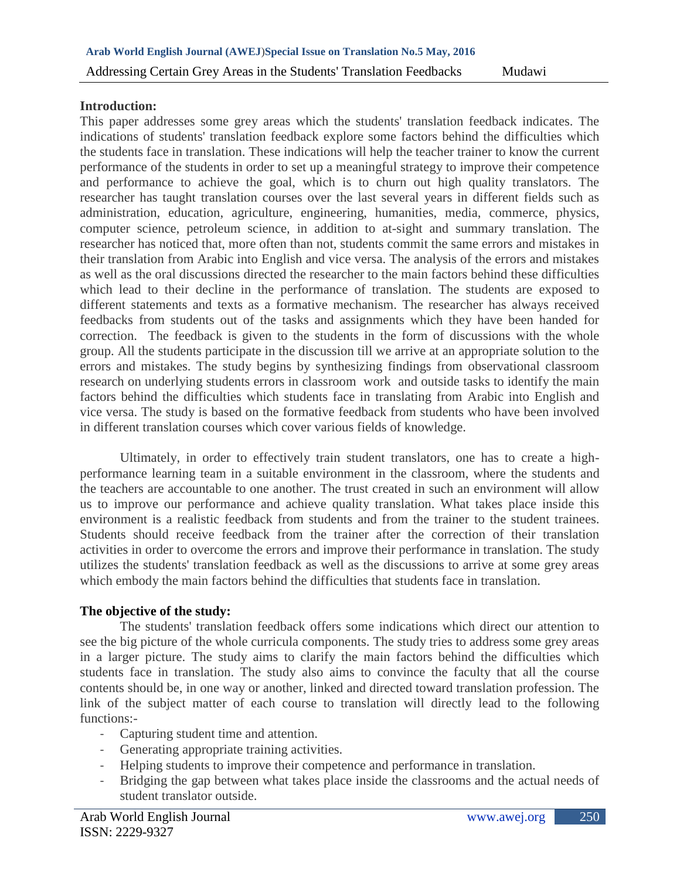**Introduction:**

This paper addresses some grey areas which the students' translation feedback indicates. The indications of students' translation feedback explore some factors behind the difficulties which the students face in translation. These indications will help the teacher trainer to know the current performance of the students in order to set up a meaningful strategy to improve their competence and performance to achieve the goal, which is to churn out high quality translators. The researcher has taught translation courses over the last several years in different fields such as administration, education, agriculture, engineering, humanities, media, commerce, physics, computer science, petroleum science, in addition to at-sight and summary translation. The researcher has noticed that, more often than not, students commit the same errors and mistakes in their translation from Arabic into English and vice versa. The analysis of the errors and mistakes as well as the oral discussions directed the researcher to the main factors behind these difficulties which lead to their decline in the performance of translation. The students are exposed to different statements and texts as a formative mechanism. The researcher has always received feedbacks from students out of the tasks and assignments which they have been handed for correction. The feedback is given to the students in the form of discussions with the whole group. All the students participate in the discussion till we arrive at an appropriate solution to the errors and mistakes. The study begins by synthesizing findings from observational classroom research on underlying students errors in classroom work and outside tasks to identify the main factors behind the difficulties which students face in translating from Arabic into English and vice versa. The study is based on the formative feedback from students who have been involved in different translation courses which cover various fields of knowledge.

Ultimately, in order to effectively train student translators, one has to create a high-performance learning team in a suitable environment in the classroom, where the students and the teachers are accountable to one another. The trust created in such an environment will allow us to improve our performance and achieve quality translation. What takes place inside this environment is a realistic feedback from students and from the trainer to the student trainees. Students should receive feedback from the trainer after the correction of their translation activities in order to overcome the errors and improve their performance in translation. The study utilizes the students' translation feedback as well as the discussions to arrive at some grey areas which embody the main factors behind the difficulties that students face in translation.

**The objective of the study:**

The students' translation feedback offers some indications which direct our attention to see the big picture of the whole curricula components. The study tries to address some grey areas in a larger picture. The study aims to clarify the main factors behind the difficulties which students face in translation. The study also aims to convince the faculty that all the course contents should be, in one way or another, linked and directed toward translation profession. The link of the subject matter of each course to translation will directly lead to the following functions:-

- Capturing student time and attention.
- Generating appropriate training activities.
- Helping students to improve their competence and performance in translation.
- Bridging the gap between what takes place inside the classrooms and the actual needs of student translator outside.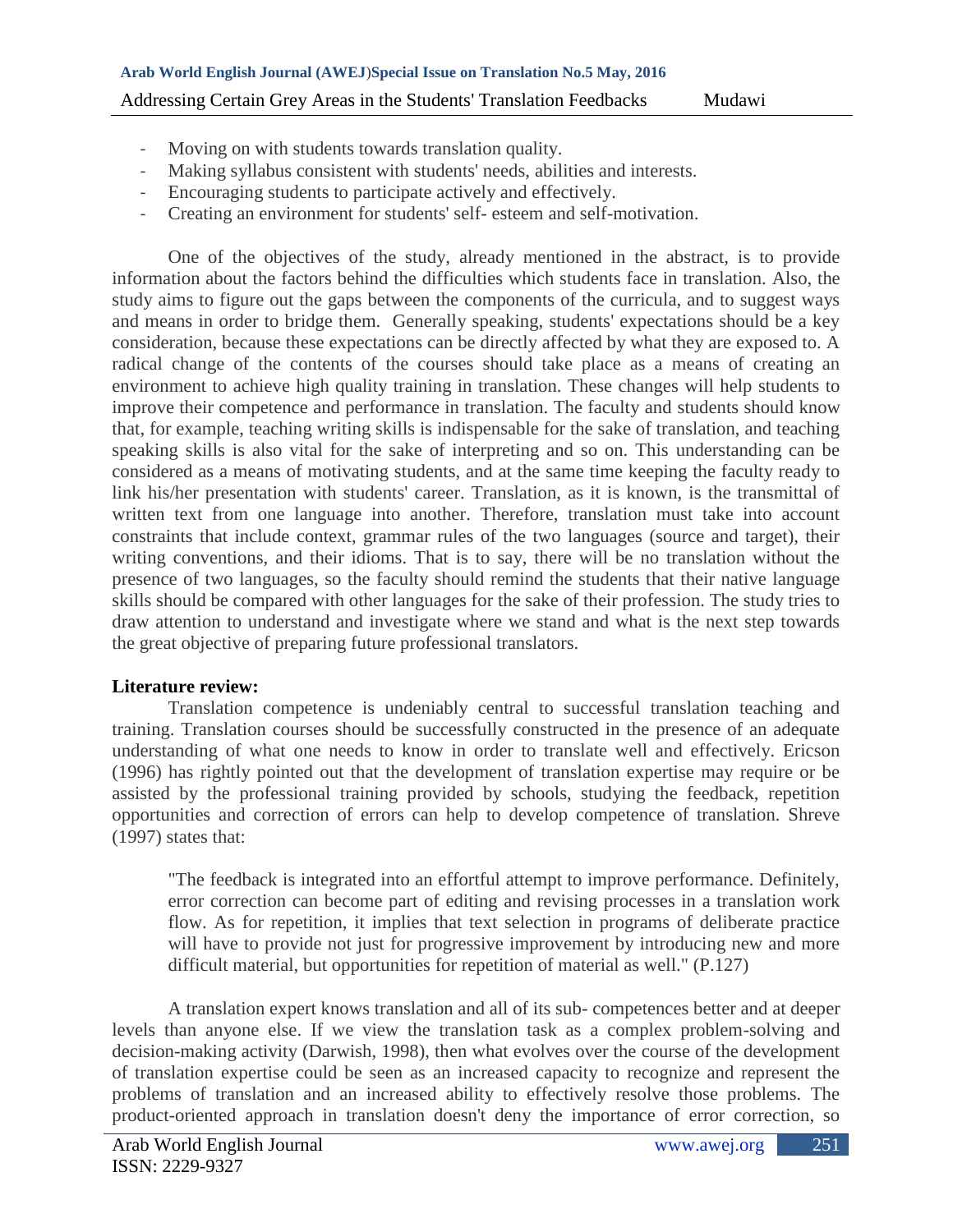- Moving on with students towards translation quality.
- Making syllabus consistent with students' needs, abilities and interests.
- Encouraging students to participate actively and effectively.
- Creating an environment for students' self- esteem and self-motivation.

One of the objectives of the study, already mentioned in the abstract, is to provide information about the factors behind the difficulties which students face in translation. Also, the study aims to figure out the gaps between the components of the curricula, and to suggest ways and means in order to bridge them. Generally speaking, students' expectations should be a key consideration, because these expectations can be directly affected by what they are exposed to. A radical change of the contents of the courses should take place as a means of creating an environment to achieve high quality training in translation. These changes will help students to improve their competence and performance in translation. The faculty and students should know that, for example, teaching writing skills is indispensable for the sake of translation, and teaching speaking skills is also vital for the sake of interpreting and so on. This understanding can be considered as a means of motivating students, and at the same time keeping the faculty ready to link his/her presentation with students' career. Translation, as it is known, is the transmittal of written text from one language into another. Therefore, translation must take into account constraints that include context, grammar rules of the two languages (source and target), their writing conventions, and their idioms. That is to say, there will be no translation without the presence of two languages, so the faculty should remind the students that their native language skills should be compared with other languages for the sake of their profession. The study tries to draw attention to understand and investigate where we stand and what is the next step towards the great objective of preparing future professional translators.

## Literature review:

Translation competence is undeniably central to successful translation teaching and training. Translation courses should be successfully constructed in the presence of an adequate understanding of what one needs to know in order to translate well and effectively. Ericson (1996) has rightly pointed out that the development of translation expertise may require or be assisted by the professional training provided by schools, studying the feedback, repetition opportunities and correction of errors can help to develop competence of translation. Shreve (1997) states that:

> "The feedback is integrated into an effortful attempt to improve performance. Definitely, error correction can become part of editing and revising processes in a translation work flow. As for repetition, it implies that text selection in programs of deliberate practice will have to provide not just for progressive improvement by introducing new and more difficult material, but opportunities for repetition of material as well." (P.127)

A translation expert knows translation and all of its sub- competences better and at deeper levels than anyone else. If we view the translation task as a complex problem-solving and decision-making activity (Darwish, 1998), then what evolves over the course of the development of translation expertise could be seen as an increased capacity to recognize and represent the problems of translation and an increased ability to effectively resolve those problems. The product-oriented approach in translation doesn't deny the importance of error correction, so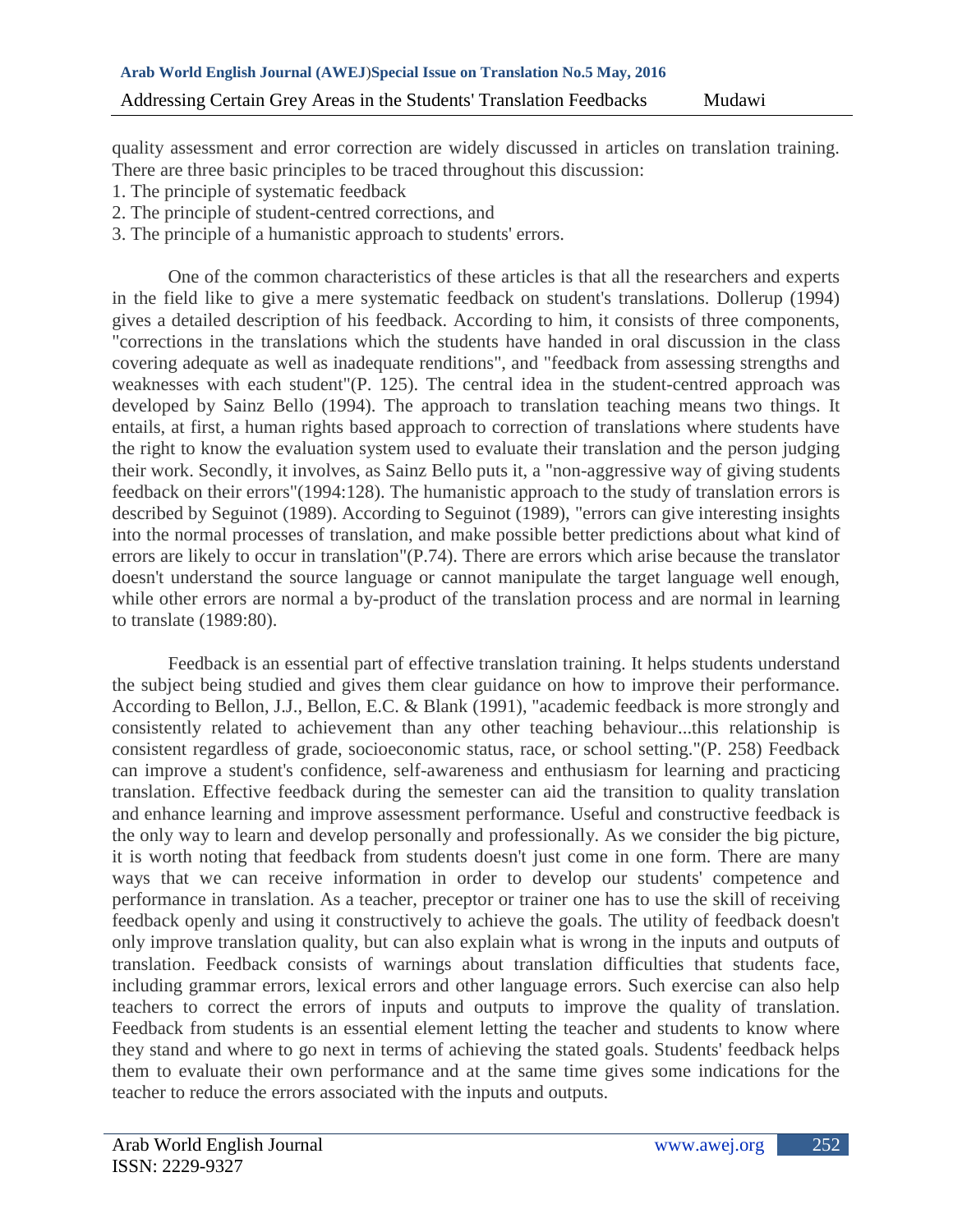quality assessment and error correction are widely discussed in articles on translation training. There are three basic principles to be traced throughout this discussion:

1. The principle of systematic feedback
2. The principle of student-centred corrections, and
3. The principle of a humanistic approach to students' errors.

One of the common characteristics of these articles is that all the researchers and experts in the field like to give a mere systematic feedback on student's translations. Dollerup (1994) gives a detailed description of his feedback. According to him, it consists of three components, "corrections in the translations which the students have handed in oral discussion in the class covering adequate as well as inadequate renditions", and "feedback from assessing strengths and weaknesses with each student"(P. 125). The central idea in the student-centred approach was developed by Sainz Bello (1994). The approach to translation teaching means two things. It entails, at first, a human rights based approach to correction of translations where students have the right to know the evaluation system used to evaluate their translation and the person judging their work. Secondly, it involves, as Sainz Bello puts it, a "non-aggressive way of giving students feedback on their errors"(1994:128). The humanistic approach to the study of translation errors is described by Seguinot (1989). According to Seguinot (1989), "errors can give interesting insights into the normal processes of translation, and make possible better predictions about what kind of errors are likely to occur in translation"(P.74). There are errors which arise because the translator doesn't understand the source language or cannot manipulate the target language well enough, while other errors are normal a by-product of the translation process and are normal in learning to translate (1989:80).

Feedback is an essential part of effective translation training. It helps students understand the subject being studied and gives them clear guidance on how to improve their performance. According to Bellon, J.J., Bellon, E.C. & Blank (1991), "academic feedback is more strongly and consistently related to achievement than any other teaching behaviour...this relationship is consistent regardless of grade, socioeconomic status, race, or school setting."(P. 258) Feedback can improve a student's confidence, self-awareness and enthusiasm for learning and practicing translation. Effective feedback during the semester can aid the transition to quality translation and enhance learning and improve assessment performance. Useful and constructive feedback is the only way to learn and develop personally and professionally. As we consider the big picture, it is worth noting that feedback from students doesn't just come in one form. There are many ways that we can receive information in order to develop our students' competence and performance in translation. As a teacher, preceptor or trainer one has to use the skill of receiving feedback openly and using it constructively to achieve the goals. The utility of feedback doesn't only improve translation quality, but can also explain what is wrong in the inputs and outputs of translation. Feedback consists of warnings about translation difficulties that students face, including grammar errors, lexical errors and other language errors. Such exercise can also help teachers to correct the errors of inputs and outputs to improve the quality of translation. Feedback from students is an essential element letting the teacher and students to know where they stand and where to go next in terms of achieving the stated goals. Students' feedback helps them to evaluate their own performance and at the same time gives some indications for the teacher to reduce the errors associated with the inputs and outputs.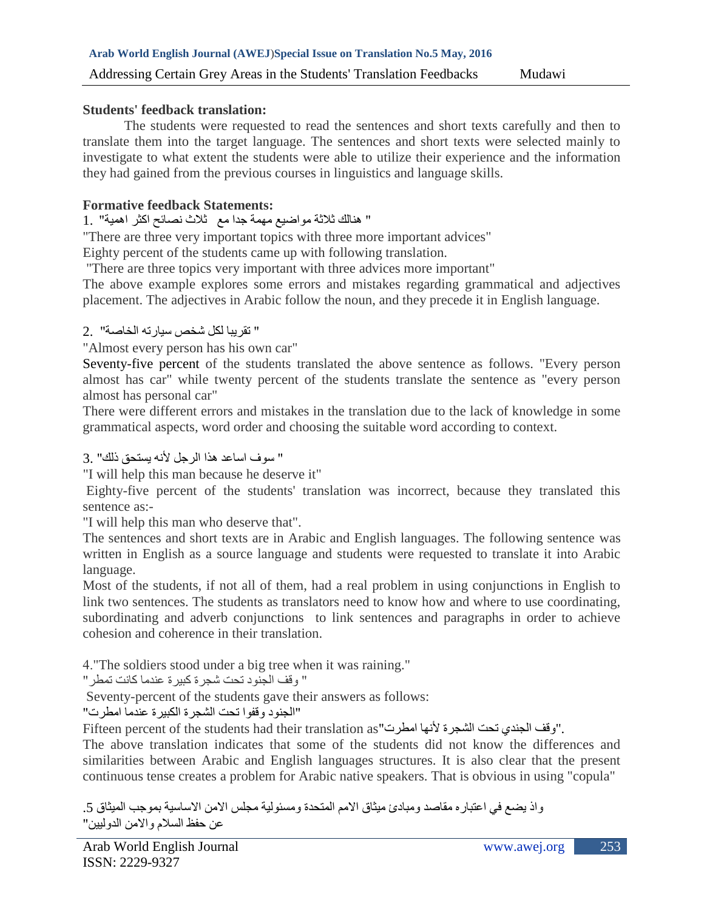**Students' feedback translation:**

The students were requested to read the sentences and short texts carefully and then to translate them into the target language. The sentences and short texts were selected mainly to investigate to what extent the students were able to utilize their experience and the information they had gained from the previous courses in linguistics and language skills.

**Formative feedback Statements:**

1. " هنالك ثلاثة مواضيع مهمة جدا مع ثلاث نصائح اكثر اهمية"

"There are three very important topics with three more important advices"

Eighty percent of the students came up with following translation.

"There are three topics very important with three advices more important"

The above example explores some errors and mistakes regarding grammatical and adjectives placement. The adjectives in Arabic follow the noun, and they precede it in English language.

2. " تقريبا لكل شخص سيارته الخاصة"

"Almost every person has his own car"

Seventy-five percent of the students translated the above sentence as follows. "Every person almost has car" while twenty percent of the students translate the sentence as "every person almost has personal car"

There were different errors and mistakes in the translation due to the lack of knowledge in some grammatical aspects, word order and choosing the suitable word according to context.

3. " سوف اساعد هذا الرجل لأنه يستحق ذلك"

"I will help this man because he deserve it"

Eighty-five percent of the students' translation was incorrect, because they translated this sentence as:-

"I will help this man who deserve that".

The sentences and short texts are in Arabic and English languages. The following sentence was written in English as a source language and students were requested to translate it into Arabic language.

Most of the students, if not all of them, had a real problem in using conjunctions in English to link two sentences. The students as translators need to know how and where to use coordinating, subordinating and adverb conjunctions to link sentences and paragraphs in order to achieve cohesion and coherence in their translation.

4."The soldiers stood under a big tree when it was raining."

" وقف الجنود تحت شجرة كبيرة عندما كانت تمطر"

Seventy-percent of the students gave their answers as follows:

"الجنود وقفوا تحت الشجرة الكبيرة عندما امطرت"

Fifteen percent of the students had their translation as "وقف الجندي تحت الشجرة لأنها امطرت".

The above translation indicates that some of the students did not know the differences and similarities between Arabic and English languages structures. It is also clear that the present continuous tense creates a problem for Arabic native speakers. That is obvious in using "copula"

5. واذ يضع في اعتباره مقاصد ومبادئ ميثاق الامم المتحدة ومسئولية مجلس الامن الاساسية بموجب الميثاق عن حفظ السلام والامن الدوليين"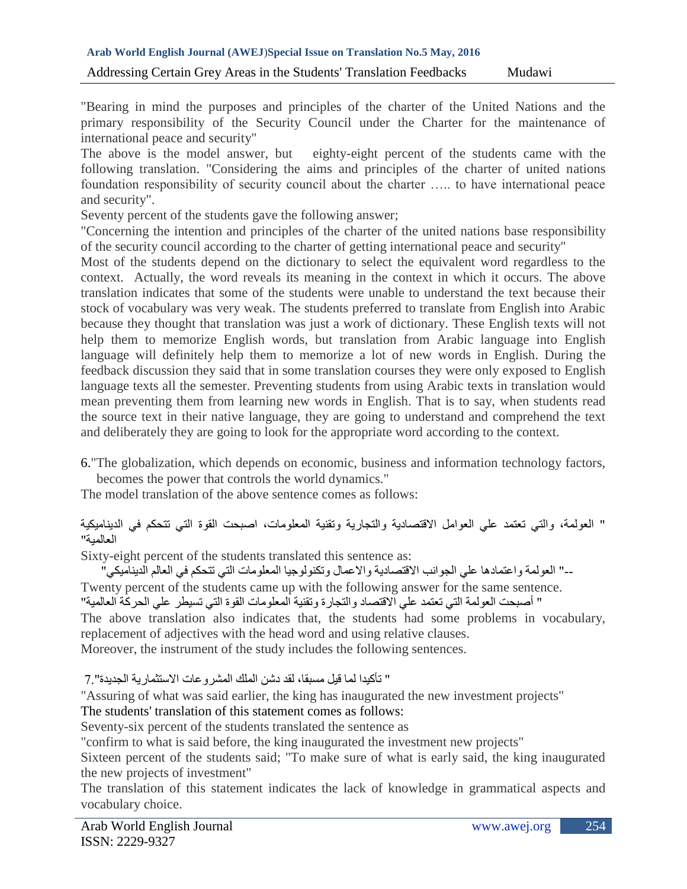"Bearing in mind the purposes and principles of the charter of the United Nations and the primary responsibility of the Security Council under the Charter for the maintenance of international peace and security"

The above is the model answer, but eighty-eight percent of the students came with the following translation. "Considering the aims and principles of the charter of united nations foundation responsibility of security council about the charter ….. to have international peace and security".

Seventy percent of the students gave the following answer;

"Concerning the intention and principles of the charter of the united nations base responsibility of the security council according to the charter of getting international peace and security"

Most of the students depend on the dictionary to select the equivalent word regardless to the context. Actually, the word reveals its meaning in the context in which it occurs. The above translation indicates that some of the students were unable to understand the text because their stock of vocabulary was very weak. The students preferred to translate from English into Arabic because they thought that translation was just a work of dictionary. These English texts will not help them to memorize English words, but translation from Arabic language into English language will definitely help them to memorize a lot of new words in English. During the feedback discussion they said that in some translation courses they were only exposed to English language texts all the semester. Preventing students from using Arabic texts in translation would mean preventing them from learning new words in English. That is to say, when students read the source text in their native language, they are going to understand and comprehend the text and deliberately they are going to look for the appropriate word according to the context.

6."The globalization, which depends on economic, business and information technology factors, becomes the power that controls the world dynamics."

The model translation of the above sentence comes as follows:

" العولمة، والتي تعتمد علي العوامل الاقتصادية والتجارية وتقنية المعلومات، اصبحت القوة التي تتحكم في الديناميكية العالمية"

Sixty-eight percent of the students translated this sentence as:

--" العولمة واعتمادها علي الجوانب الاقتصادية والاعمال وتكنولوجيا المعلومات التي تتحكم في العالم الديناميكي"

Twenty percent of the students came up with the following answer for the same sentence.

" أصبحت العولمة التي تعتمد علي الاقتصاد والتجارة وتقنية المعلومات القوة التي تسيطر علي الحركة العالمية"

The above translation also indicates that, the students had some problems in vocabulary, replacement of adjectives with the head word and using relative clauses.

Moreover, the instrument of the study includes the following sentences.

7." تأكيدا لما قيل مسبقا، لقد دشن الملك المشروعات الاستثمارية الجديدة"

"Assuring of what was said earlier, the king has inaugurated the new investment projects"

The students' translation of this statement comes as follows:

Seventy-six percent of the students translated the sentence as

"confirm to what is said before, the king inaugurated the investment new projects"

Sixteen percent of the students said; "To make sure of what is early said, the king inaugurated the new projects of investment"

The translation of this statement indicates the lack of knowledge in grammatical aspects and vocabulary choice.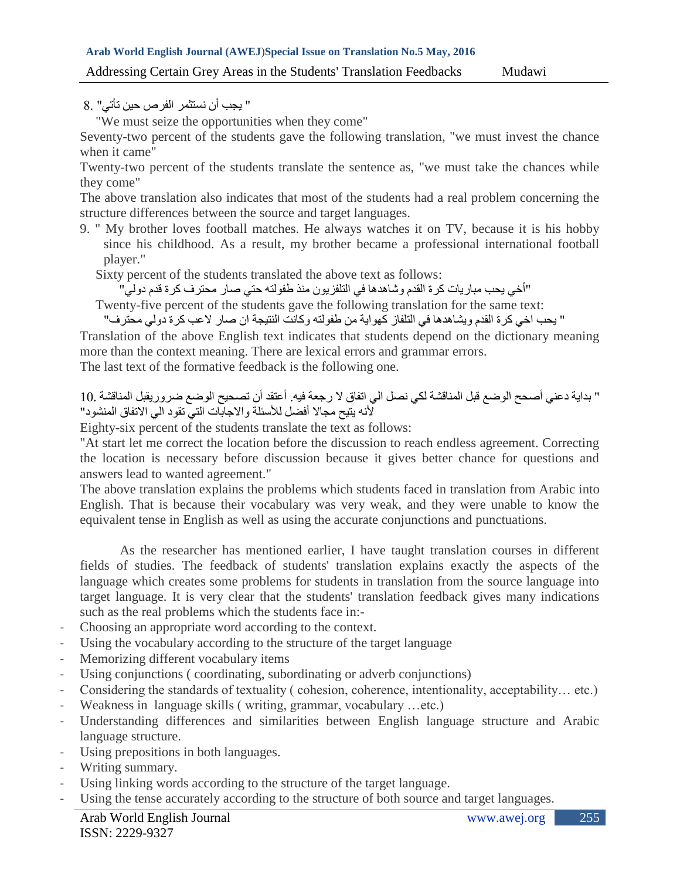8. " يجب أن نستثمر الفرص حين تأتي"

"We must seize the opportunities when they come"

Seventy-two percent of the students gave the following translation, "we must invest the chance when it came"

Twenty-two percent of the students translate the sentence as, "we must take the chances while they come"

The above translation also indicates that most of the students had a real problem concerning the structure differences between the source and target languages.

9. " My brother loves football matches. He always watches it on TV, because it is his hobby since his childhood. As a result, my brother became a professional international football player."

Sixty percent of the students translated the above text as follows:

"أخي يحب مباريات كرة القدم وشاهدها في التلفزيون منذ طفولته حتي صار محترف كرة قدم دولي"

Twenty-five percent of the students gave the following translation for the same text:

" يحب اخي كرة القدم ويشاهدها في التلفاز كهواية من طفولته وكانت النتيجة ان صار لاعب كرة دولي محترف"

Translation of the above English text indicates that students depend on the dictionary meaning more than the context meaning. There are lexical errors and grammar errors.

The last text of the formative feedback is the following one.

10. " بداية دعني أصحح الوضع قبل المناقشة لكي نصل الي اتفاق لا رجعة فيه. أعتقد أن تصحيح الوضع ضروريقبل المناقشة لأنه يتيح مجالا أفضل للأسئلة والاجابات التي تقود الي الاتفاق المنشود"

Eighty-six percent of the students translate the text as follows:

"At start let me correct the location before the discussion to reach endless agreement. Correcting the location is necessary before discussion because it gives better chance for questions and answers lead to wanted agreement."

The above translation explains the problems which students faced in translation from Arabic into English. That is because their vocabulary was very weak, and they were unable to know the equivalent tense in English as well as using the accurate conjunctions and punctuations.

As the researcher has mentioned earlier, I have taught translation courses in different fields of studies. The feedback of students' translation explains exactly the aspects of the language which creates some problems for students in translation from the source language into target language. It is very clear that the students' translation feedback gives many indications such as the real problems which the students face in:-

- Choosing an appropriate word according to the context.
- Using the vocabulary according to the structure of the target language
- Memorizing different vocabulary items
- Using conjunctions ( coordinating, subordinating or adverb conjunctions)
- Considering the standards of textuality ( cohesion, coherence, intentionality, acceptability… etc.)
- Weakness in language skills ( writing, grammar, vocabulary …etc.)
- Understanding differences and similarities between English language structure and Arabic language structure.
- Using prepositions in both languages.
- Writing summary.
- Using linking words according to the structure of the target language.
- Using the tense accurately according to the structure of both source and target languages.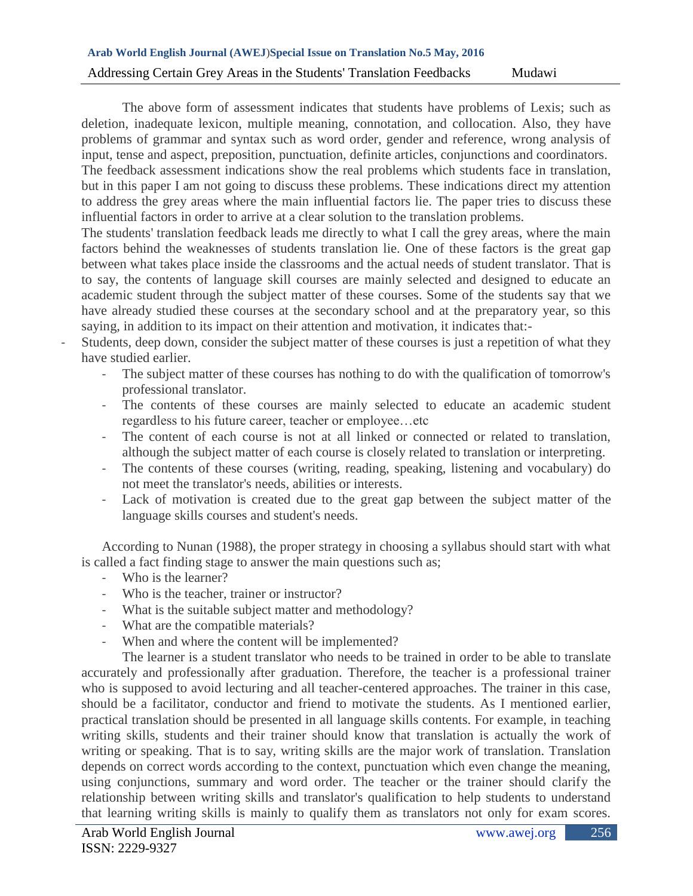The above form of assessment indicates that students have problems of Lexis; such as deletion, inadequate lexicon, multiple meaning, connotation, and collocation. Also, they have problems of grammar and syntax such as word order, gender and reference, wrong analysis of input, tense and aspect, preposition, punctuation, definite articles, conjunctions and coordinators. The feedback assessment indications show the real problems which students face in translation, but in this paper I am not going to discuss these problems. These indications direct my attention to address the grey areas where the main influential factors lie. The paper tries to discuss these influential factors in order to arrive at a clear solution to the translation problems.

The students' translation feedback leads me directly to what I call the grey areas, where the main factors behind the weaknesses of students translation lie. One of these factors is the great gap between what takes place inside the classrooms and the actual needs of student translator. That is to say, the contents of language skill courses are mainly selected and designed to educate an academic student through the subject matter of these courses. Some of the students say that we have already studied these courses at the secondary school and at the preparatory year, so this saying, in addition to its impact on their attention and motivation, it indicates that:-

- Students, deep down, consider the subject matter of these courses is just a repetition of what they have studied earlier.
  - The subject matter of these courses has nothing to do with the qualification of tomorrow's professional translator.
  - The contents of these courses are mainly selected to educate an academic student regardless to his future career, teacher or employee…etc
  - The content of each course is not at all linked or connected or related to translation, although the subject matter of each course is closely related to translation or interpreting.
  - The contents of these courses (writing, reading, speaking, listening and vocabulary) do not meet the translator's needs, abilities or interests.
  - Lack of motivation is created due to the great gap between the subject matter of the language skills courses and student's needs.

According to Nunan (1988), the proper strategy in choosing a syllabus should start with what is called a fact finding stage to answer the main questions such as;

- Who is the learner?
- Who is the teacher, trainer or instructor?
- What is the suitable subject matter and methodology?
- What are the compatible materials?
- When and where the content will be implemented?

The learner is a student translator who needs to be trained in order to be able to translate accurately and professionally after graduation. Therefore, the teacher is a professional trainer who is supposed to avoid lecturing and all teacher-centered approaches. The trainer in this case, should be a facilitator, conductor and friend to motivate the students. As I mentioned earlier, practical translation should be presented in all language skills contents. For example, in teaching writing skills, students and their trainer should know that translation is actually the work of writing or speaking. That is to say, writing skills are the major work of translation. Translation depends on correct words according to the context, punctuation which even change the meaning, using conjunctions, summary and word order. The teacher or the trainer should clarify the relationship between writing skills and translator's qualification to help students to understand that learning writing skills is mainly to qualify them as translators not only for exam scores.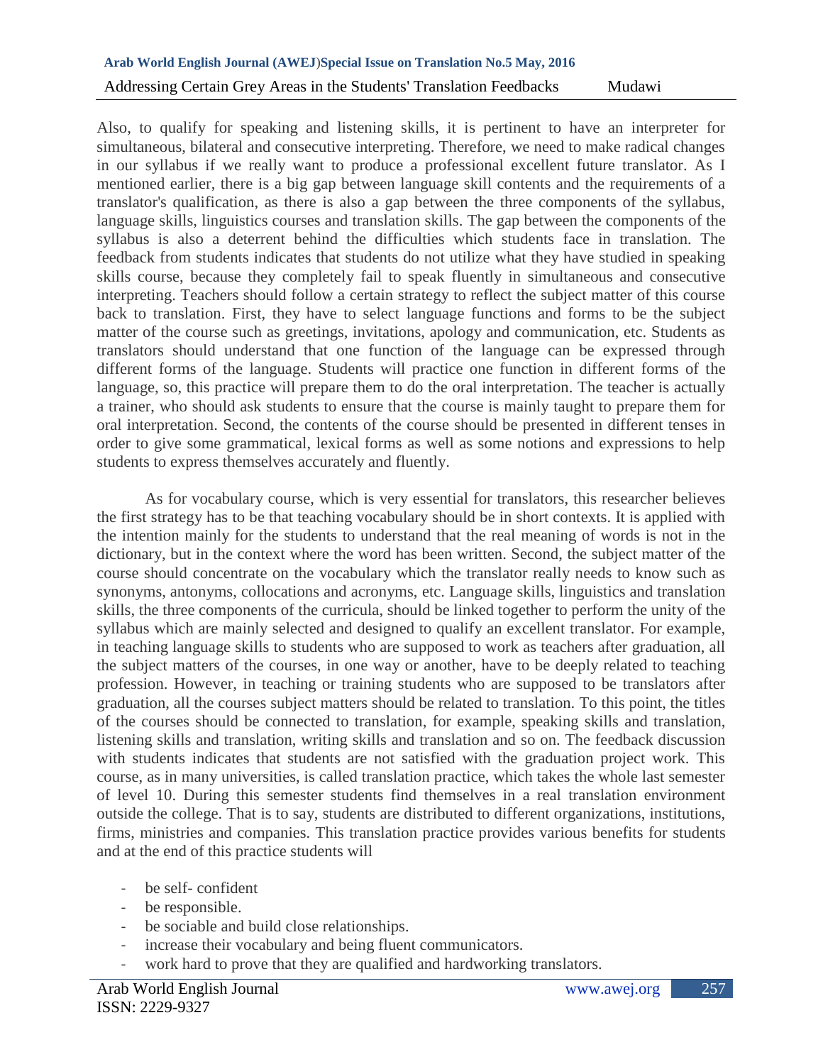Also, to qualify for speaking and listening skills, it is pertinent to have an interpreter for simultaneous, bilateral and consecutive interpreting. Therefore, we need to make radical changes in our syllabus if we really want to produce a professional excellent future translator. As I mentioned earlier, there is a big gap between language skill contents and the requirements of a translator's qualification, as there is also a gap between the three components of the syllabus, language skills, linguistics courses and translation skills. The gap between the components of the syllabus is also a deterrent behind the difficulties which students face in translation. The feedback from students indicates that students do not utilize what they have studied in speaking skills course, because they completely fail to speak fluently in simultaneous and consecutive interpreting. Teachers should follow a certain strategy to reflect the subject matter of this course back to translation. First, they have to select language functions and forms to be the subject matter of the course such as greetings, invitations, apology and communication, etc. Students as translators should understand that one function of the language can be expressed through different forms of the language. Students will practice one function in different forms of the language, so, this practice will prepare them to do the oral interpretation. The teacher is actually a trainer, who should ask students to ensure that the course is mainly taught to prepare them for oral interpretation. Second, the contents of the course should be presented in different tenses in order to give some grammatical, lexical forms as well as some notions and expressions to help students to express themselves accurately and fluently.

As for vocabulary course, which is very essential for translators, this researcher believes the first strategy has to be that teaching vocabulary should be in short contexts. It is applied with the intention mainly for the students to understand that the real meaning of words is not in the dictionary, but in the context where the word has been written. Second, the subject matter of the course should concentrate on the vocabulary which the translator really needs to know such as synonyms, antonyms, collocations and acronyms, etc. Language skills, linguistics and translation skills, the three components of the curricula, should be linked together to perform the unity of the syllabus which are mainly selected and designed to qualify an excellent translator. For example, in teaching language skills to students who are supposed to work as teachers after graduation, all the subject matters of the courses, in one way or another, have to be deeply related to teaching profession. However, in teaching or training students who are supposed to be translators after graduation, all the courses subject matters should be related to translation. To this point, the titles of the courses should be connected to translation, for example, speaking skills and translation, listening skills and translation, writing skills and translation and so on. The feedback discussion with students indicates that students are not satisfied with the graduation project work. This course, as in many universities, is called translation practice, which takes the whole last semester of level 10. During this semester students find themselves in a real translation environment outside the college. That is to say, students are distributed to different organizations, institutions, firms, ministries and companies. This translation practice provides various benefits for students and at the end of this practice students will

- be self- confident
- be responsible.
- be sociable and build close relationships.
- increase their vocabulary and being fluent communicators.
- work hard to prove that they are qualified and hardworking translators.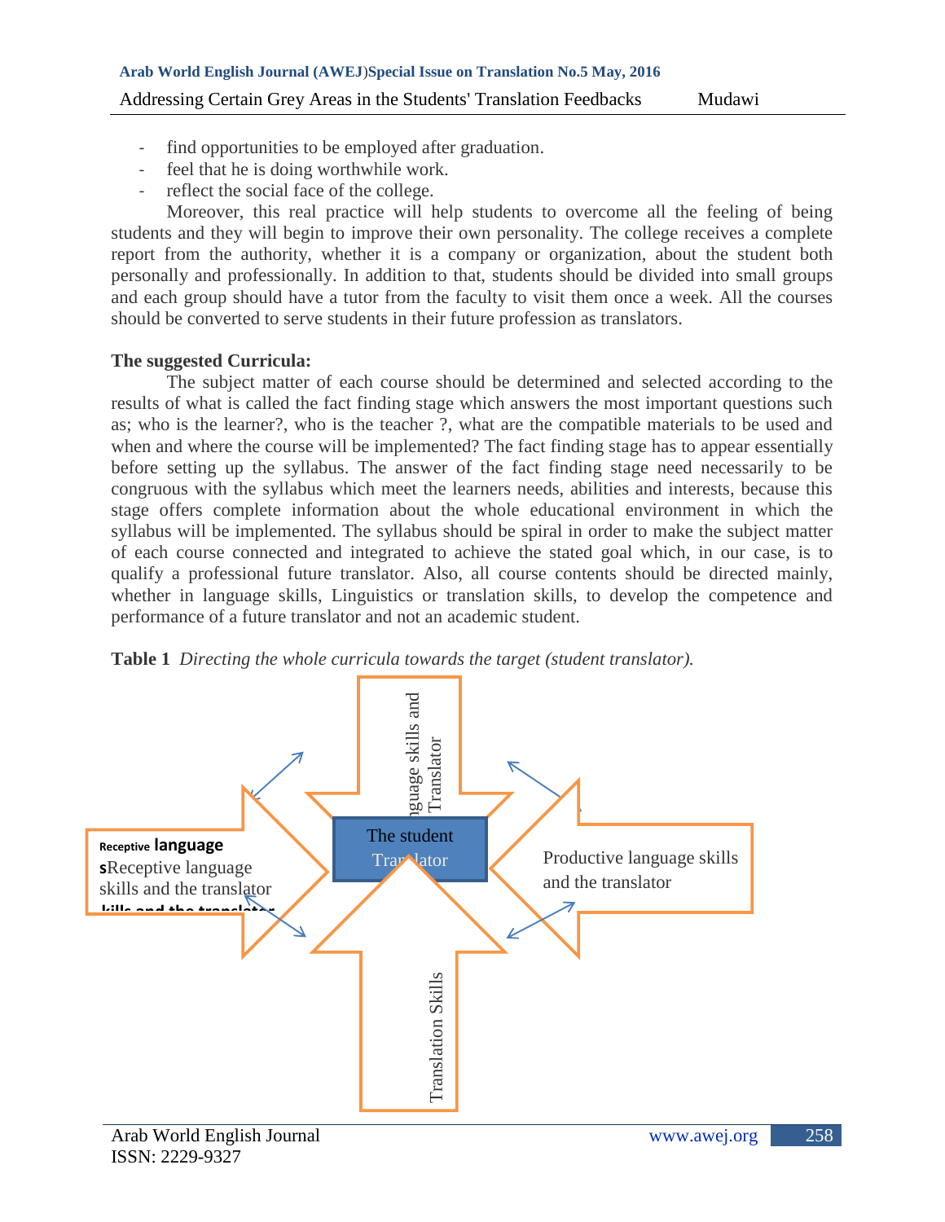- find opportunities to be employed after graduation.
- feel that he is doing worthwhile work.
- reflect the social face of the college.

Moreover, this real practice will help students to overcome all the feeling of being students and they will begin to improve their own personality. The college receives a complete report from the authority, whether it is a company or organization, about the student both personally and professionally. In addition to that, students should be divided into small groups and each group should have a tutor from the faculty to visit them once a week. All the courses should be converted to serve students in their future profession as translators.

**The suggested Curricula:**

The subject matter of each course should be determined and selected according to the results of what is called the fact finding stage which answers the most important questions such as; who is the learner?, who is the teacher ?, what are the compatible materials to be used and when and where the course will be implemented? The fact finding stage has to appear essentially before setting up the syllabus. The answer of the fact finding stage need necessarily to be congruous with the syllabus which meet the learners needs, abilities and interests, because this stage offers complete information about the whole educational environment in which the syllabus will be implemented. The syllabus should be spiral in order to make the subject matter of each course connected and integrated to achieve the stated goal which, in our case, is to qualify a professional future translator. Also, all course contents should be directed mainly, whether in language skills, Linguistics or translation skills, to develop the competence and performance of a future translator and not an academic student.

**Table 1** *Directing the whole curricula towards the target (student translator).*

Language skills and Translator

Receptive language skills and the translator

The student Translator

Productive language skills and the translator

Translation Skills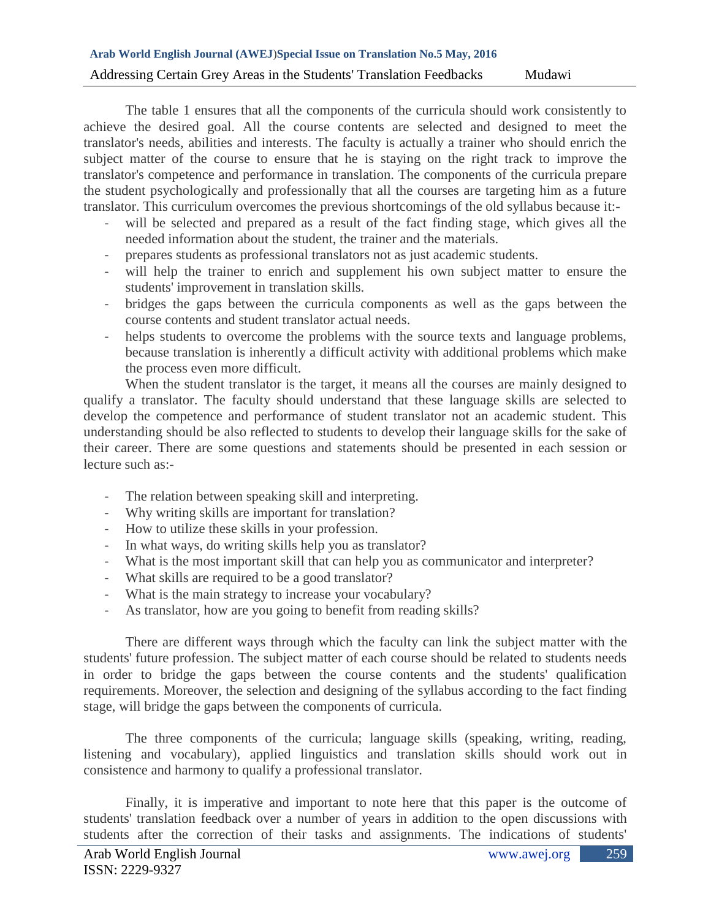The table 1 ensures that all the components of the curricula should work consistently to achieve the desired goal. All the course contents are selected and designed to meet the translator's needs, abilities and interests. The faculty is actually a trainer who should enrich the subject matter of the course to ensure that he is staying on the right track to improve the translator's competence and performance in translation. The components of the curricula prepare the student psychologically and professionally that all the courses are targeting him as a future translator. This curriculum overcomes the previous shortcomings of the old syllabus because it:-

- will be selected and prepared as a result of the fact finding stage, which gives all the needed information about the student, the trainer and the materials.
- prepares students as professional translators not as just academic students.
- will help the trainer to enrich and supplement his own subject matter to ensure the students' improvement in translation skills.
- bridges the gaps between the curricula components as well as the gaps between the course contents and student translator actual needs.
- helps students to overcome the problems with the source texts and language problems, because translation is inherently a difficult activity with additional problems which make the process even more difficult.

When the student translator is the target, it means all the courses are mainly designed to qualify a translator. The faculty should understand that these language skills are selected to develop the competence and performance of student translator not an academic student. This understanding should be also reflected to students to develop their language skills for the sake of their career. There are some questions and statements should be presented in each session or lecture such as:-

- The relation between speaking skill and interpreting.
- Why writing skills are important for translation?
- How to utilize these skills in your profession.
- In what ways, do writing skills help you as translator?
- What is the most important skill that can help you as communicator and interpreter?
- What skills are required to be a good translator?
- What is the main strategy to increase your vocabulary?
- As translator, how are you going to benefit from reading skills?

There are different ways through which the faculty can link the subject matter with the students' future profession. The subject matter of each course should be related to students needs in order to bridge the gaps between the course contents and the students' qualification requirements. Moreover, the selection and designing of the syllabus according to the fact finding stage, will bridge the gaps between the components of curricula.

The three components of the curricula; language skills (speaking, writing, reading, listening and vocabulary), applied linguistics and translation skills should work out in consistence and harmony to qualify a professional translator.

Finally, it is imperative and important to note here that this paper is the outcome of students' translation feedback over a number of years in addition to the open discussions with students after the correction of their tasks and assignments. The indications of students'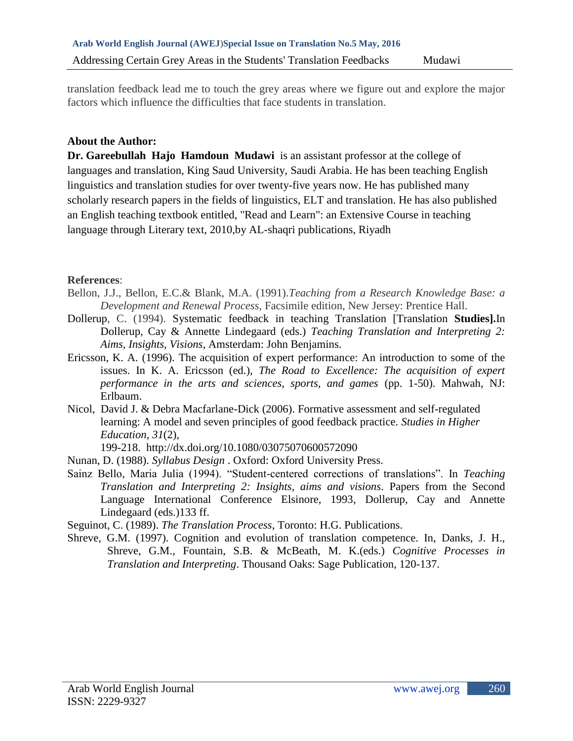translation feedback lead me to touch the grey areas where we figure out and explore the major factors which influence the difficulties that face students in translation.

**About the Author:**

**Dr. Gareebullah Hajo Hamdoun Mudawi** is an assistant professor at the college of languages and translation, King Saud University, Saudi Arabia. He has been teaching English linguistics and translation studies for over twenty-five years now. He has published many scholarly research papers in the fields of linguistics, ELT and translation. He has also published an English teaching textbook entitled, "Read and Learn": an Extensive Course in teaching language through Literary text, 2010,by AL-shaqri publications, Riyadh

**References**:

Bellon, J.J., Bellon, E.C.& Blank, M.A. (1991).*Teaching from a Research Knowledge Base: a Development and Renewal Process,* Facsimile edition, New Jersey: Prentice Hall.

Dollerup, C. (1994). Systematic feedback in teaching Translation [Translation **Studies].**In Dollerup, Cay & Annette Lindegaard (eds.) *Teaching Translation and Interpreting 2: Aims, Insights, Visions*, Amsterdam: John Benjamins.

Ericsson, K. A. (1996). The acquisition of expert performance: An introduction to some of the issues. In K. A. Ericsson (ed.), *The Road to Excellence: The acquisition of expert performance in the arts and sciences, sports, and games* (pp. 1-50). Mahwah, NJ: Erlbaum.

Nicol, David J. & Debra Macfarlane-Dick (2006). Formative assessment and self-regulated learning: A model and seven principles of good feedback practice. *Studies in Higher Education*, *31*(2), 199-218. http://dx.doi.org/10.1080/03075070600572090

Nunan, D. (1988). *Syllabus Design* . Oxford: Oxford University Press.

Sainz Bello, Maria Julia (1994). "Student-centered corrections of translations". In *Teaching Translation and Interpreting 2: Insights, aims and visions*. Papers from the Second Language International Conference Elsinore, 1993, Dollerup, Cay and Annette Lindegaard (eds.)133 ff.

Seguinot, C. (1989). *The Translation Process*, Toronto: H.G. Publications.

Shreve, G.M. (1997). Cognition and evolution of translation competence. In, Danks, J. H., Shreve, G.M., Fountain, S.B. & McBeath, M. K.(eds.) *Cognitive Processes in Translation and Interpreting*. Thousand Oaks: Sage Publication, 120-137.